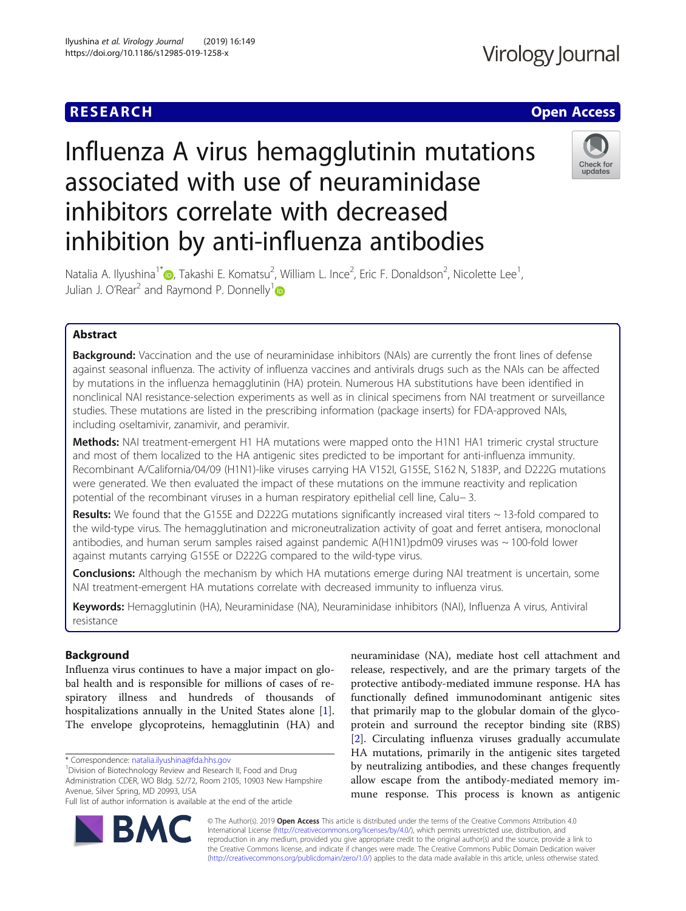# RESEARCH

# Influenza A virus hemagglutinin mutations associated with use of neuraminidase inhibitors correlate with decreased inhibition by anti-influenza antibodies

Natalia A. Ilyushina[1*], Takashi E. Komatsu[2], William L. Ince[2], Eric F. Donaldson[2], Nicolette Lee[1], Julian J. O'Rear[2] and Raymond P. Donnelly[1]

## Abstract

**Background:** Vaccination and the use of neuraminidase inhibitors (NAIs) are currently the front lines of defense against seasonal influenza. The activity of influenza vaccines and antivirals drugs such as the NAIs can be affected by mutations in the influenza hemagglutinin (HA) protein. Numerous HA substitutions have been identified in nonclinical NAI resistance-selection experiments as well as in clinical specimens from NAI treatment or surveillance studies. These mutations are listed in the prescribing information (package inserts) for FDA-approved NAIs, including oseltamivir, zanamivir, and peramivir.

**Methods:** NAI treatment-emergent H1 HA mutations were mapped onto the H1N1 HA1 trimeric crystal structure and most of them localized to the HA antigenic sites predicted to be important for anti-influenza immunity. Recombinant A/California/04/09 (H1N1)-like viruses carrying HA V152I, G155E, S162 N, S183P, and D222G mutations were generated. We then evaluated the impact of these mutations on the immune reactivity and replication potential of the recombinant viruses in a human respiratory epithelial cell line, Calu− 3.

**Results:** We found that the G155E and D222G mutations significantly increased viral titers ~ 13-fold compared to the wild-type virus. The hemagglutination and microneutralization activity of goat and ferret antisera, monoclonal antibodies, and human serum samples raised against pandemic A(H1N1)pdm09 viruses was ~ 100-fold lower against mutants carrying G155E or D222G compared to the wild-type virus.

**Conclusions:** Although the mechanism by which HA mutations emerge during NAI treatment is uncertain, some NAI treatment-emergent HA mutations correlate with decreased immunity to influenza virus.

**Keywords:** Hemagglutinin (HA), Neuraminidase (NA), Neuraminidase inhibitors (NAI), Influenza A virus, Antiviral resistance

## Background

Influenza virus continues to have a major impact on global health and is responsible for millions of cases of respiratory illness and hundreds of thousands of hospitalizations annually in the United States alone [1]. The envelope glycoproteins, hemagglutinin (HA) and neuraminidase (NA), mediate host cell attachment and release, respectively, and are the primary targets of the protective antibody-mediated immune response. HA has functionally defined immunodominant antigenic sites that primarily map to the globular domain of the glycoprotein and surround the receptor binding site (RBS) [2]. Circulating influenza viruses gradually accumulate HA mutations, primarily in the antigenic sites targeted by neutralizing antibodies, and these changes frequently allow escape from the antibody-mediated memory immune response. This process is known as antigenic

\* Correspondence: natalia.ilyushina@fda.hhs.gov

[1]Division of Biotechnology Review and Research II, Food and Drug Administration CDER, WO Bldg. 52/72, Room 2105, 10903 New Hampshire Avenue, Silver Spring, MD 20993, USA

Full list of author information is available at the end of the article

© The Author(s). 2019 **Open Access** This article is distributed under the terms of the Creative Commons Attribution 4.0 International License (http://creativecommons.org/licenses/by/4.0/), which permits unrestricted use, distribution, and reproduction in any medium, provided you give appropriate credit to the original author(s) and the source, provide a link to the Creative Commons license, and indicate if changes were made. The Creative Commons Public Domain Dedication waiver (http://creativecommons.org/publicdomain/zero/1.0/) applies to the data made available in this article, unless otherwise stated.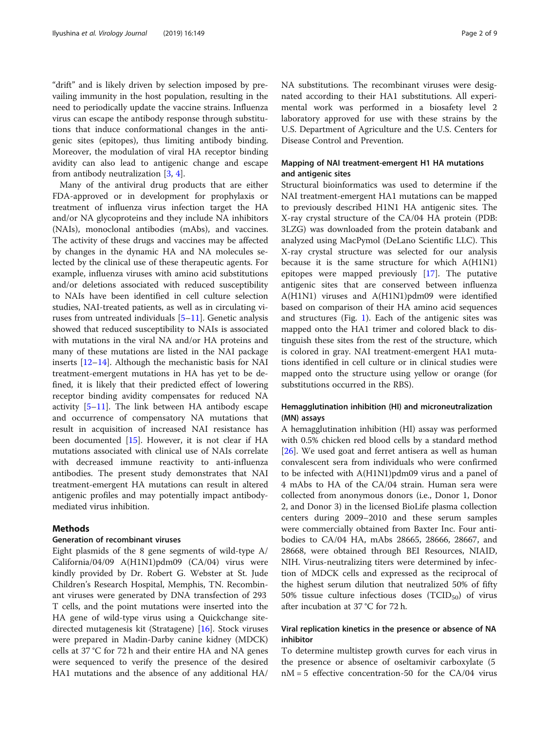"drift" and is likely driven by selection imposed by prevailing immunity in the host population, resulting in the need to periodically update the vaccine strains. Influenza virus can escape the antibody response through substitutions that induce conformational changes in the antigenic sites (epitopes), thus limiting antibody binding. Moreover, the modulation of viral HA receptor binding avidity can also lead to antigenic change and escape from antibody neutralization [3, 4].

Many of the antiviral drug products that are either FDA-approved or in development for prophylaxis or treatment of influenza virus infection target the HA and/or NA glycoproteins and they include NA inhibitors (NAIs), monoclonal antibodies (mAbs), and vaccines. The activity of these drugs and vaccines may be affected by changes in the dynamic HA and NA molecules selected by the clinical use of these therapeutic agents. For example, influenza viruses with amino acid substitutions and/or deletions associated with reduced susceptibility to NAIs have been identified in cell culture selection studies, NAI-treated patients, as well as in circulating viruses from untreated individuals [5–11]. Genetic analysis showed that reduced susceptibility to NAIs is associated with mutations in the viral NA and/or HA proteins and many of these mutations are listed in the NAI package inserts [12–14]. Although the mechanistic basis for NAI treatment-emergent mutations in HA has yet to be defined, it is likely that their predicted effect of lowering receptor binding avidity compensates for reduced NA activity [5–11]. The link between HA antibody escape and occurrence of compensatory NA mutations that result in acquisition of increased NAI resistance has been documented [15]. However, it is not clear if HA mutations associated with clinical use of NAIs correlate with decreased immune reactivity to anti-influenza antibodies. The present study demonstrates that NAI treatment-emergent HA mutations can result in altered antigenic profiles and may potentially impact antibody-mediated virus inhibition.

## Methods

### Generation of recombinant viruses

Eight plasmids of the 8 gene segments of wild-type A/California/04/09 A(H1N1)pdm09 (CA/04) virus were kindly provided by Dr. Robert G. Webster at St. Jude Children's Research Hospital, Memphis, TN. Recombinant viruses were generated by DNA transfection of 293 T cells, and the point mutations were inserted into the HA gene of wild-type virus using a Quickchange site-directed mutagenesis kit (Stratagene) [16]. Stock viruses were prepared in Madin-Darby canine kidney (MDCK) cells at 37 °C for 72 h and their entire HA and NA genes were sequenced to verify the presence of the desired HA1 mutations and the absence of any additional HA/NA substitutions. The recombinant viruses were designated according to their HA1 substitutions. All experimental work was performed in a biosafety level 2 laboratory approved for use with these strains by the U.S. Department of Agriculture and the U.S. Centers for Disease Control and Prevention.

### Mapping of NAI treatment-emergent H1 HA mutations and antigenic sites

Structural bioinformatics was used to determine if the NAI treatment-emergent HA1 mutations can be mapped to previously described H1N1 HA antigenic sites. The X-ray crystal structure of the CA/04 HA protein (PDB: 3LZG) was downloaded from the protein databank and analyzed using MacPymol (DeLano Scientific LLC). This X-ray crystal structure was selected for our analysis because it is the same structure for which A(H1N1) epitopes were mapped previously [17]. The putative antigenic sites that are conserved between influenza A(H1N1) viruses and A(H1N1)pdm09 were identified based on comparison of their HA amino acid sequences and structures (Fig. 1). Each of the antigenic sites was mapped onto the HA1 trimer and colored black to distinguish these sites from the rest of the structure, which is colored in gray. NAI treatment-emergent HA1 mutations identified in cell culture or in clinical studies were mapped onto the structure using yellow or orange (for substitutions occurred in the RBS).

### Hemagglutination inhibition (HI) and microneutralization (MN) assays

A hemagglutination inhibition (HI) assay was performed with 0.5% chicken red blood cells by a standard method [26]. We used goat and ferret antisera as well as human convalescent sera from individuals who were confirmed to be infected with A(H1N1)pdm09 virus and a panel of 4 mAbs to HA of the CA/04 strain. Human sera were collected from anonymous donors (i.e., Donor 1, Donor 2, and Donor 3) in the licensed BioLife plasma collection centers during 2009–2010 and these serum samples were commercially obtained from Baxter Inc. Four antibodies to CA/04 HA, mAbs 28665, 28666, 28667, and 28668, were obtained through BEI Resources, NIAID, NIH. Virus-neutralizing titers were determined by infection of MDCK cells and expressed as the reciprocal of the highest serum dilution that neutralized 50% of fifty 50% tissue culture infectious doses ($TCID_{50}$) of virus after incubation at 37 °C for 72 h.

### Viral replication kinetics in the presence or absence of NA inhibitor

To determine multistep growth curves for each virus in the presence or absence of oseltamivir carboxylate (5 nM = 5 effective concentration-50 for the CA/04 virus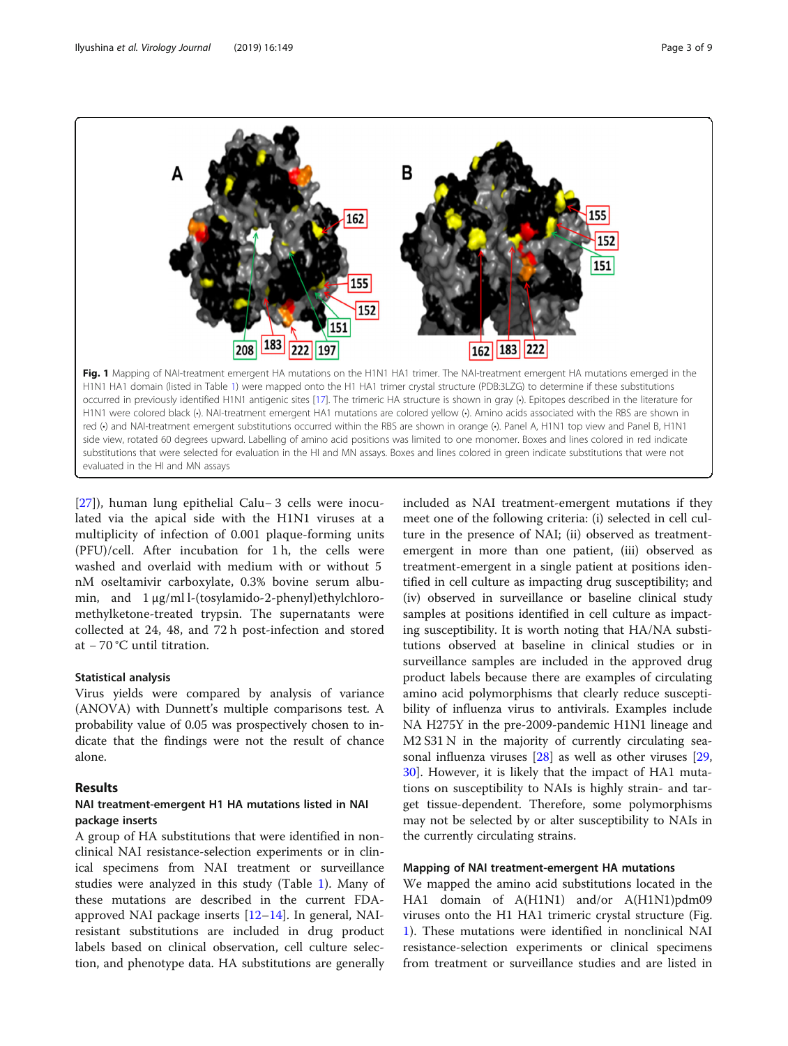Fig. 1 Mapping of NAI-treatment emergent HA mutations on the H1N1 HA1 trimer. The NAI-treatment emergent HA mutations emerged in the H1N1 HA1 domain (listed in Table 1) were mapped onto the H1 HA1 trimer crystal structure (PDB:3LZG) to determine if these substitutions occurred in previously identified H1N1 antigenic sites [17]. The trimeric HA structure is shown in gray (•). Epitopes described in the literature for H1N1 were colored black (•). NAI-treatment emergent HA1 mutations are colored yellow (•). Amino acids associated with the RBS are shown in red (•) and NAI-treatment emergent substitutions occurred within the RBS are shown in orange (•). Panel A, H1N1 top view and Panel B, H1N1 side view, rotated 60 degrees upward. Labelling of amino acid positions was limited to one monomer. Boxes and lines colored in red indicate substitutions that were selected for evaluation in the HI and MN assays. Boxes and lines colored in green indicate substitutions that were not evaluated in the HI and MN assays

[27]), human lung epithelial Calu− 3 cells were inoculated via the apical side with the H1N1 viruses at a multiplicity of infection of 0.001 plaque-forming units (PFU)/cell. After incubation for 1 h, the cells were washed and overlaid with medium with or without 5 nM oseltamivir carboxylate, 0.3% bovine serum albumin, and 1 μg/ml l-(tosylamido-2-phenyl)ethylchloromethylketone-treated trypsin. The supernatants were collected at 24, 48, and 72 h post-infection and stored at − 70 °C until titration.

### Statistical analysis

Virus yields were compared by analysis of variance (ANOVA) with Dunnett's multiple comparisons test. A probability value of 0.05 was prospectively chosen to indicate that the findings were not the result of chance alone.

## Results

### NAI treatment-emergent H1 HA mutations listed in NAI package inserts

A group of HA substitutions that were identified in non-clinical NAI resistance-selection experiments or in clinical specimens from NAI treatment or surveillance studies were analyzed in this study (Table 1). Many of these mutations are described in the current FDA-approved NAI package inserts [12–14]. In general, NAI-resistant substitutions are included in drug product labels based on clinical observation, cell culture selection, and phenotype data. HA substitutions are generally included as NAI treatment-emergent mutations if they meet one of the following criteria: (i) selected in cell culture in the presence of NAI; (ii) observed as treatment-emergent in more than one patient, (iii) observed as treatment-emergent in a single patient at positions identified in cell culture as impacting drug susceptibility; and (iv) observed in surveillance or baseline clinical study samples at positions identified in cell culture as impacting drug susceptibility. It is worth noting that HA/NA substitutions observed at baseline in clinical studies or in surveillance samples are included in the approved drug product labels because there are examples of circulating amino acid polymorphisms that clearly reduce susceptibility of influenza virus to antivirals. Examples include NA H275Y in the pre-2009-pandemic H1N1 lineage and M2 S31 N in the majority of currently circulating seasonal influenza viruses [28] as well as other viruses [29, 30]. However, it is likely that the impact of HA1 mutations on susceptibility to NAIs is highly strain- and target tissue-dependent. Therefore, some polymorphisms may not be selected by or alter susceptibility to NAIs in the currently circulating strains.

### Mapping of NAI treatment-emergent HA mutations

We mapped the amino acid substitutions located in the HA1 domain of A(H1N1) and/or A(H1N1)pdm09 viruses onto the H1 HA1 trimeric crystal structure (Fig. 1). These mutations were identified in nonclinical NAI resistance-selection experiments or clinical specimens from treatment or surveillance studies and are listed in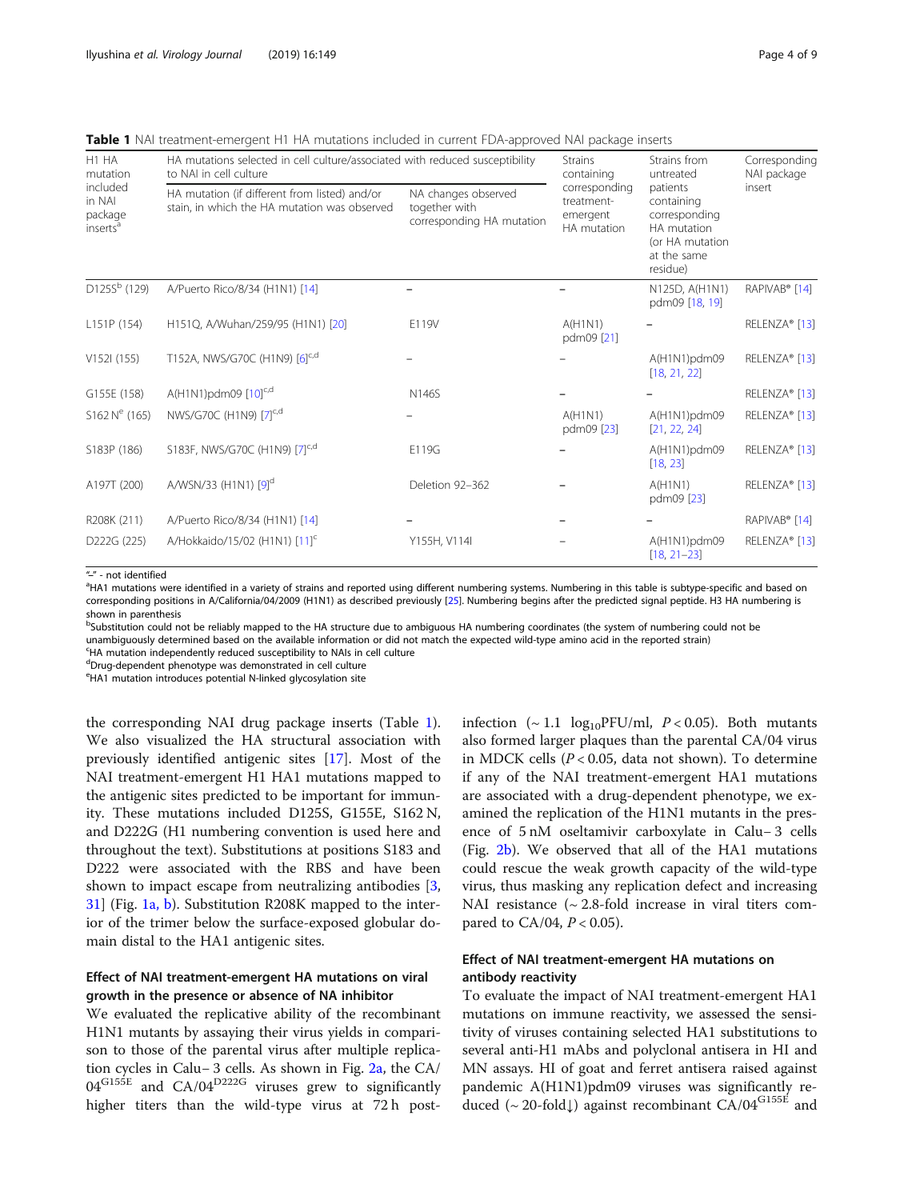**Table 1** NAI treatment-emergent H1 HA mutations included in current FDA-approved NAI package inserts

| H1 HA mutation included in NAI package inserts[a] | HA mutations selected in cell culture/associated with reduced susceptibility to NAI in cell culture | | Strains containing corresponding treatment-emergent HA mutation | Strains from untreated patients containing corresponding HA mutation (or HA mutation at the same residue) | Corresponding NAI package insert |
|---|---|---|---|---|---|
| | HA mutation (if different from listed) and/or stain, in which the HA mutation was observed | NA changes observed together with corresponding HA mutation | | | |
| D125S[b] (129) | A/Puerto Rico/8/34 (H1N1) [14] | – | – | N125D, A(H1N1) pdm09 [18, 19] | RAPIVAB® [14] |
| L151P (154) | H151Q, A/Wuhan/259/95 (H1N1) [20] | E119V | A(H1N1) pdm09 [21] | – | RELENZA® [13] |
| V152I (155) | T152A, NWS/G70C (H1N9) [6][c,d] | – | – | A(H1N1)pdm09 [18, 21, 22] | RELENZA® [13] |
| G155E (158) | A(H1N1)pdm09 [10][c,d] | N146S | – | – | RELENZA® [13] |
| S162 N[e] (165) | NWS/G70C (H1N9) [7][c,d] | – | A(H1N1) pdm09 [23] | A(H1N1)pdm09 [21, 22, 24] | RELENZA® [13] |
| S183P (186) | S183F, NWS/G70C (H1N9) [7][c,d] | E119G | – | A(H1N1)pdm09 [18, 23] | RELENZA® [13] |
| A197T (200) | A/WSN/33 (H1N1) [9][d] | Deletion 92–362 | – | A(H1N1) pdm09 [23] | RELENZA® [13] |
| R208K (211) | A/Puerto Rico/8/34 (H1N1) [14] | – | – | – | RAPIVAB® [14] |
| D222G (225) | A/Hokkaido/15/02 (H1N1) [11][c] | Y155H, V114I | – | A(H1N1)pdm09 [18, 21–23] | RELENZA® [13] |

"–" - not identified

[a]HA1 mutations were identified in a variety of strains and reported using different numbering systems. Numbering in this table is subtype-specific and based on corresponding positions in A/California/04/2009 (H1N1) as described previously [25]. Numbering begins after the predicted signal peptide. H3 HA numbering is shown in parenthesis

[b]Substitution could not be reliably mapped to the HA structure due to ambiguous HA numbering coordinates (the system of numbering could not be unambiguously determined based on the available information or did not match the expected wild-type amino acid in the reported strain)

[c]HA mutation independently reduced susceptibility to NAIs in cell culture

[d]Drug-dependent phenotype was demonstrated in cell culture

[e]HA1 mutation introduces potential N-linked glycosylation site

the corresponding NAI drug package inserts (Table 1). We also visualized the HA structural association with previously identified antigenic sites [17]. Most of the NAI treatment-emergent H1 HA1 mutations mapped to the antigenic sites predicted to be important for immunity. These mutations included D125S, G155E, S162 N, and D222G (H1 numbering convention is used here and throughout the text). Substitutions at positions S183 and D222 were associated with the RBS and have been shown to impact escape from neutralizing antibodies [3, 31] (Fig. 1a, b). Substitution R208K mapped to the interior of the trimer below the surface-exposed globular domain distal to the HA1 antigenic sites.

### Effect of NAI treatment-emergent HA mutations on viral growth in the presence or absence of NA inhibitor

We evaluated the replicative ability of the recombinant H1N1 mutants by assaying their virus yields in comparison to those of the parental virus after multiple replication cycles in Calu− 3 cells. As shown in Fig. 2a, the CA/$04^{G155E}$ and CA/$04^{D222G}$ viruses grew to significantly higher titers than the wild-type virus at 72 h post-infection (~ 1.1 $\log_{10}$PFU/ml, $P < 0.05$). Both mutants also formed larger plaques than the parental CA/04 virus in MDCK cells ($P < 0.05$, data not shown). To determine if any of the NAI treatment-emergent HA1 mutations are associated with a drug-dependent phenotype, we examined the replication of the H1N1 mutants in the presence of 5 nM oseltamivir carboxylate in Calu− 3 cells (Fig. 2b). We observed that all of the HA1 mutations could rescue the weak growth capacity of the wild-type virus, thus masking any replication defect and increasing NAI resistance (~ 2.8-fold increase in viral titers compared to CA/04, $P < 0.05$).

### Effect of NAI treatment-emergent HA mutations on antibody reactivity

To evaluate the impact of NAI treatment-emergent HA1 mutations on immune reactivity, we assessed the sensitivity of viruses containing selected HA1 substitutions to several anti-H1 mAbs and polyclonal antisera in HI and MN assays. HI of goat and ferret antisera raised against pandemic A(H1N1)pdm09 viruses was significantly reduced (~ 20-fold↓) against recombinant CA/$04^{G155E}$ and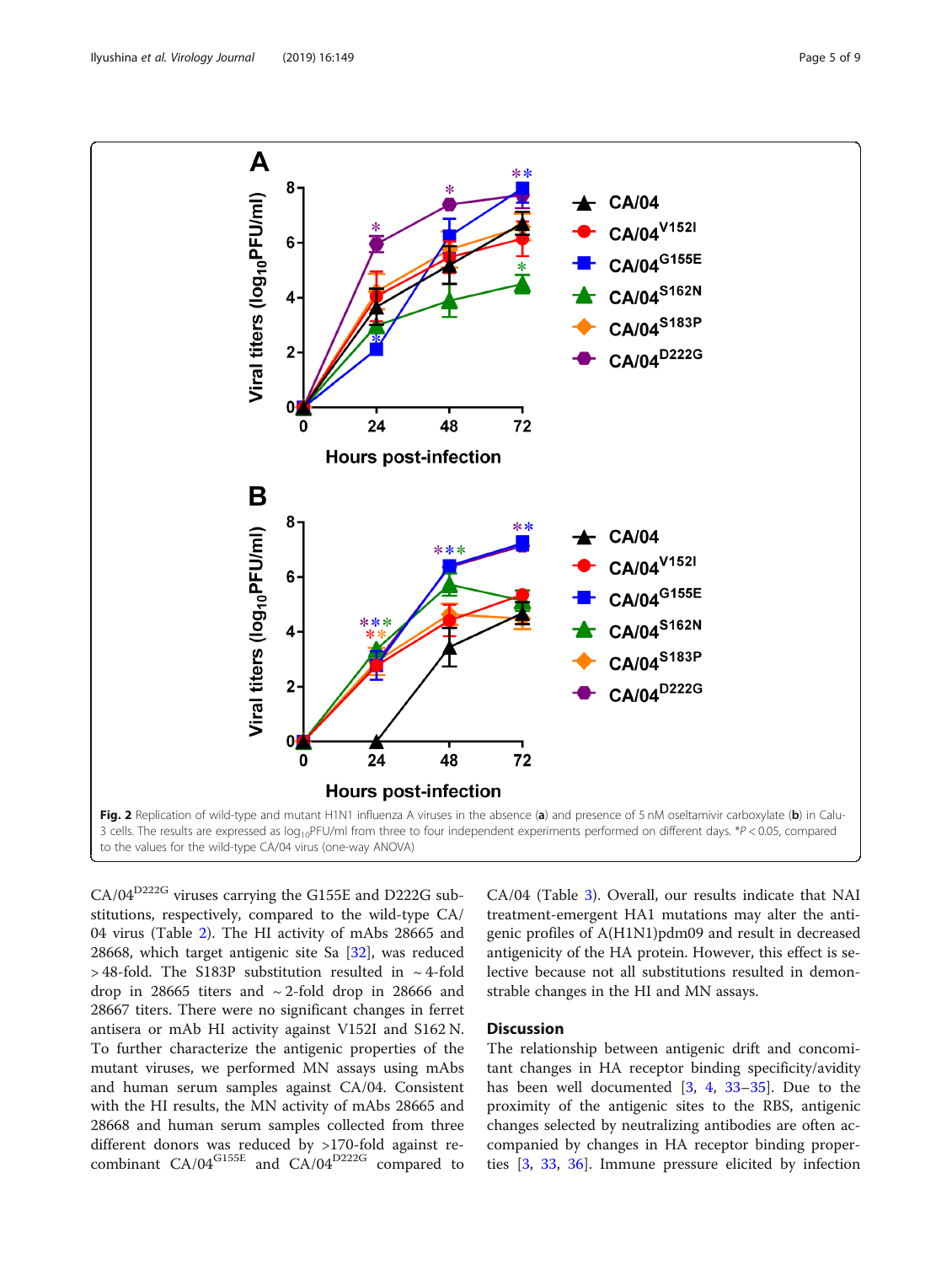**Fig. 2** Replication of wild-type and mutant H1N1 influenza A viruses in the absence (**a**) and presence of 5 nM oseltamivir carboxylate (**b**) in Calu-3 cells. The results are expressed as $\log_{10}$PFU/ml from three to four independent experiments performed on different days. *$P < 0.05$, compared to the values for the wild-type CA/04 virus (one-way ANOVA)

CA/04[D222G] viruses carrying the G155E and D222G substitutions, respectively, compared to the wild-type CA/04 virus (Table 2). The HI activity of mAbs 28665 and 28668, which target antigenic site Sa [32], was reduced > 48-fold. The S183P substitution resulted in ~ 4-fold drop in 28665 titers and ~ 2-fold drop in 28666 and 28667 titers. There were no significant changes in ferret antisera or mAb HI activity against V152I and S162 N. To further characterize the antigenic properties of the mutant viruses, we performed MN assays using mAbs and human serum samples against CA/04. Consistent with the HI results, the MN activity of mAbs 28665 and 28668 and human serum samples collected from three different donors was reduced by >170-fold against recombinant CA/04[G155E] and CA/04[D222G] compared to CA/04 (Table 3). Overall, our results indicate that NAI treatment-emergent HA1 mutations may alter the antigenic profiles of A(H1N1)pdm09 and result in decreased antigenicity of the HA protein. However, this effect is selective because not all substitutions resulted in demonstrable changes in the HI and MN assays.

## Discussion

The relationship between antigenic drift and concomitant changes in HA receptor binding specificity/avidity has been well documented [3, 4, 33–35]. Due to the proximity of the antigenic sites to the RBS, antigenic changes selected by neutralizing antibodies are often accompanied by changes in HA receptor binding properties [3, 33, 36]. Immune pressure elicited by infection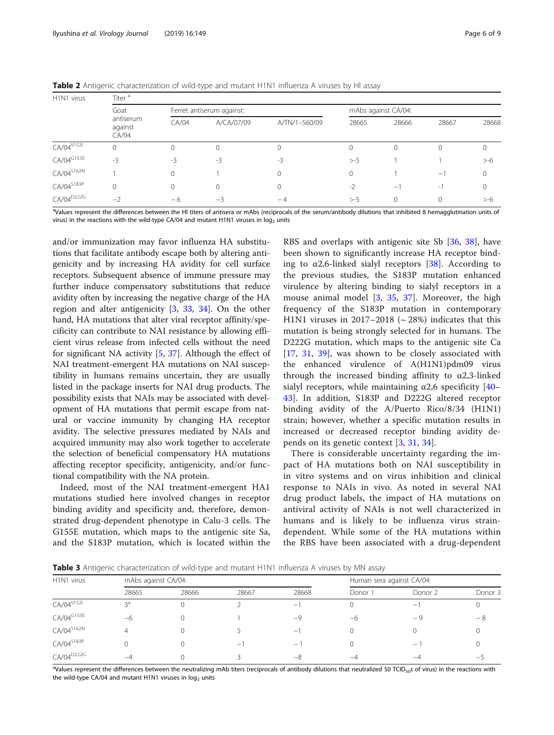**Table 2** Antigenic characterization of wild-type and mutant H1N1 influenza A viruses by HI assay

| H1N1 virus | Titer [a] | | | | | | | |
|---|---|---|---|---|---|---|---|---|
| | Goat antiserum against CA/04 | Ferret antiserum against: | | | mAbs against CA/04: | | | |
| | | CA/04 | A/CA/07/09 | A/TN/1–560/09 | 28665 | 28666 | 28667 | 28668 |
| CA/04[V152I] | 0 | 0 | 0 | 0 | 0 | 0 | 0 | 0 |
| CA/04[G155E] | -3 | -3 | -3 | -3 | >-5 | 1 | 1 | >-6 |
| CA/04[S162N] | 1 | 0 | 1 | 0 | 0 | 1 | −1 | 0 |
| CA/04[S183P] | 0 | 0 | 0 | 0 | -2 | −1 | -1 | 0 |
| CA/04[D222G] | −2 | − 6 | −3 | − 4 | >-5 | 0 | 0 | >-6 |

[a]Values represent the differences between the HI titers of antisera or mAbs (reciprocals of the serum/antibody dilutions that inhibited 8 hemagglutination units of virus) in the reactions with the wild-type CA/04 and mutant H1N1 viruses in $\log_2$ units

and/or immunization may favor influenza HA substitutions that facilitate antibody escape both by altering antigenicity and by increasing HA avidity for cell surface receptors. Subsequent absence of immune pressure may further induce compensatory substitutions that reduce avidity often by increasing the negative charge of the HA region and alter antigenicity [3, 33, 34]. On the other hand, HA mutations that alter viral receptor affinity/specificity can contribute to NAI resistance by allowing efficient virus release from infected cells without the need for significant NA activity [5, 37]. Although the effect of NAI treatment-emergent HA mutations on NAI susceptibility in humans remains uncertain, they are usually listed in the package inserts for NAI drug products. The possibility exists that NAIs may be associated with development of HA mutations that permit escape from natural or vaccine immunity by changing HA receptor avidity. The selective pressures mediated by NAIs and acquired immunity may also work together to accelerate the selection of beneficial compensatory HA mutations affecting receptor specificity, antigenicity, and/or functional compatibility with the NA protein.

Indeed, most of the NAI treatment-emergent HA1 mutations studied here involved changes in receptor binding avidity and specificity and, therefore, demonstrated drug-dependent phenotype in Calu-3 cells. The G155E mutation, which maps to the antigenic site Sa, and the S183P mutation, which is located within the RBS and overlaps with antigenic site Sb [36, 38], have been shown to significantly increase HA receptor binding to α2,6-linked sialyl receptors [38]. According to the previous studies, the S183P mutation enhanced virulence by altering binding to sialyl receptors in a mouse animal model [3, 35, 37]. Moreover, the high frequency of the S183P mutation in contemporary H1N1 viruses in 2017–2018 (~ 28%) indicates that this mutation is being strongly selected for in humans. The D222G mutation, which maps to the antigenic site Ca [17, 31, 39], was shown to be closely associated with the enhanced virulence of A(H1N1)pdm09 virus through the increased binding affinity to α2,3-linked sialyl receptors, while maintaining α2,6 specificity [40–43]. In addition, S183P and D222G altered receptor binding avidity of the A/Puerto Rico/8/34 (H1N1) strain; however, whether a specific mutation results in increased or decreased receptor binding avidity depends on its genetic context [3, 31, 34].

There is considerable uncertainty regarding the impact of HA mutations both on NAI susceptibility in in vitro systems and on virus inhibition and clinical response to NAIs in vivo. As noted in several NAI drug product labels, the impact of HA mutations on antiviral activity of NAIs is not well characterized in humans and is likely to be influenza virus strain-dependent. While some of the HA mutations within the RBS have been associated with a drug-dependent

**Table 3** Antigenic characterization of wild-type and mutant H1N1 influenza A viruses by MN assay

| H1N1 virus | mAbs against CA/04: | | | | Human sera against CA/04: | | |
|---|---|---|---|---|---|---|---|
| | 28665 | 28666 | 28667 | 28668 | Donor 1 | Donor 2 | Donor 3 |
| CA/04[V152I] | 3[a] | 0 | 2 | −1 | 0 | −1 | 0 |
| CA/04[G155E] | −6 | 0 | 1 | −9 | −6 | − 9 | − 8 |
| CA/04[S162N] | 4 | 0 | 5 | −1 | 0 | 0 | 0 |
| CA/04[S183P] | 0 | 0 | −1 | − 1 | 0 | − 1 | 0 |
| CA/04[D222G] | −4 | 0 | 3 | −8 | −4 | −4 | −5 |

[a]Values represent the differences between the neutralizing mAb titers (reciprocals of antibody dilutions that neutralized 50 $TCID_{50}$s of virus) in the reactions with the wild-type CA/04 and mutant H1N1 viruses in $\log_2$ units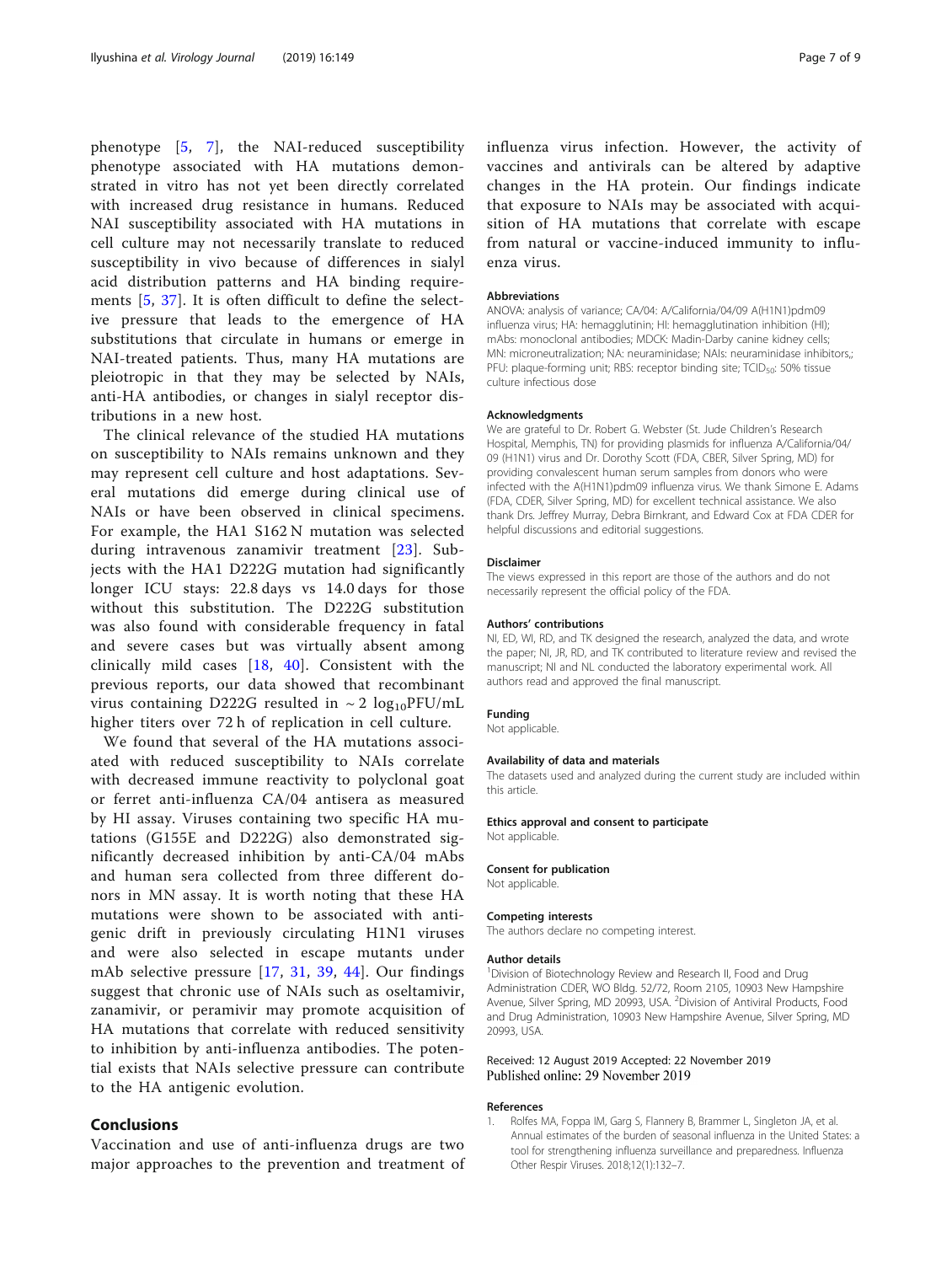phenotype [5, 7], the NAI-reduced susceptibility phenotype associated with HA mutations demonstrated in vitro has not yet been directly correlated with increased drug resistance in humans. Reduced NAI susceptibility associated with HA mutations in cell culture may not necessarily translate to reduced susceptibility in vivo because of differences in sialyl acid distribution patterns and HA binding requirements [5, 37]. It is often difficult to define the selective pressure that leads to the emergence of HA substitutions that circulate in humans or emerge in NAI-treated patients. Thus, many HA mutations are pleiotropic in that they may be selected by NAIs, anti-HA antibodies, or changes in sialyl receptor distributions in a new host.

The clinical relevance of the studied HA mutations on susceptibility to NAIs remains unknown and they may represent cell culture and host adaptations. Several mutations did emerge during clinical use of NAIs or have been observed in clinical specimens. For example, the HA1 S162 N mutation was selected during intravenous zanamivir treatment [23]. Subjects with the HA1 D222G mutation had significantly longer ICU stays: 22.8 days vs 14.0 days for those without this substitution. The D222G substitution was also found with considerable frequency in fatal and severe cases but was virtually absent among clinically mild cases [18, 40]. Consistent with the previous reports, our data showed that recombinant virus containing D222G resulted in ~ 2 $\log_{10}$PFU/mL higher titers over 72 h of replication in cell culture.

We found that several of the HA mutations associated with reduced susceptibility to NAIs correlate with decreased immune reactivity to polyclonal goat or ferret anti-influenza CA/04 antisera as measured by HI assay. Viruses containing two specific HA mutations (G155E and D222G) also demonstrated significantly decreased inhibition by anti-CA/04 mAbs and human sera collected from three different donors in MN assay. It is worth noting that these HA mutations were shown to be associated with antigenic drift in previously circulating H1N1 viruses and were also selected in escape mutants under mAb selective pressure [17, 31, 39, 44]. Our findings suggest that chronic use of NAIs such as oseltamivir, zanamivir, or peramivir may promote acquisition of HA mutations that correlate with reduced sensitivity to inhibition by anti-influenza antibodies. The potential exists that NAIs selective pressure can contribute to the HA antigenic evolution.

## Conclusions

Vaccination and use of anti-influenza drugs are two major approaches to the prevention and treatment of influenza virus infection. However, the activity of vaccines and antivirals can be altered by adaptive changes in the HA protein. Our findings indicate that exposure to NAIs may be associated with acquisition of HA mutations that correlate with escape from natural or vaccine-induced immunity to influenza virus.

#### Abbreviations

ANOVA: analysis of variance; CA/04: A/California/04/09 A(H1N1)pdm09 influenza virus; HA: hemagglutinin; HI: hemagglutination inhibition (HI); mAbs: monoclonal antibodies; MDCK: Madin-Darby canine kidney cells; MN: microneutralization; NA: neuraminidase; NAIs: neuraminidase inhibitors,; PFU: plaque-forming unit; RBS: receptor binding site; $TCID_{50}$: 50% tissue culture infectious dose

#### Acknowledgments

We are grateful to Dr. Robert G. Webster (St. Jude Children's Research Hospital, Memphis, TN) for providing plasmids for influenza A/California/04/09 (H1N1) virus and Dr. Dorothy Scott (FDA, CBER, Silver Spring, MD) for providing convalescent human serum samples from donors who were infected with the A(H1N1)pdm09 influenza virus. We thank Simone E. Adams (FDA, CDER, Silver Spring, MD) for excellent technical assistance. We also thank Drs. Jeffrey Murray, Debra Birnkrant, and Edward Cox at FDA CDER for helpful discussions and editorial suggestions.

#### Disclaimer

The views expressed in this report are those of the authors and do not necessarily represent the official policy of the FDA.

#### Authors' contributions

NI, ED, WI, RD, and TK designed the research, analyzed the data, and wrote the paper; NI, JR, RD, and TK contributed to literature review and revised the manuscript; NI and NL conducted the laboratory experimental work. All authors read and approved the final manuscript.

#### Funding

Not applicable.

#### Availability of data and materials

The datasets used and analyzed during the current study are included within this article.

#### Ethics approval and consent to participate

Not applicable.

#### Consent for publication

Not applicable.

#### Competing interests

The authors declare no competing interest.

#### Author details

[1]Division of Biotechnology Review and Research II, Food and Drug Administration CDER, WO Bldg. 52/72, Room 2105, 10903 New Hampshire Avenue, Silver Spring, MD 20993, USA. [2]Division of Antiviral Products, Food and Drug Administration, 10903 New Hampshire Avenue, Silver Spring, MD 20993, USA.

Received: 12 August 2019 Accepted: 22 November 2019
Published online: 29 November 2019

#### References

1. Rolfes MA, Foppa IM, Garg S, Flannery B, Brammer L, Singleton JA, et al. Annual estimates of the burden of seasonal influenza in the United States: a tool for strengthening influenza surveillance and preparedness. Influenza Other Respir Viruses. 2018;12(1):132–7.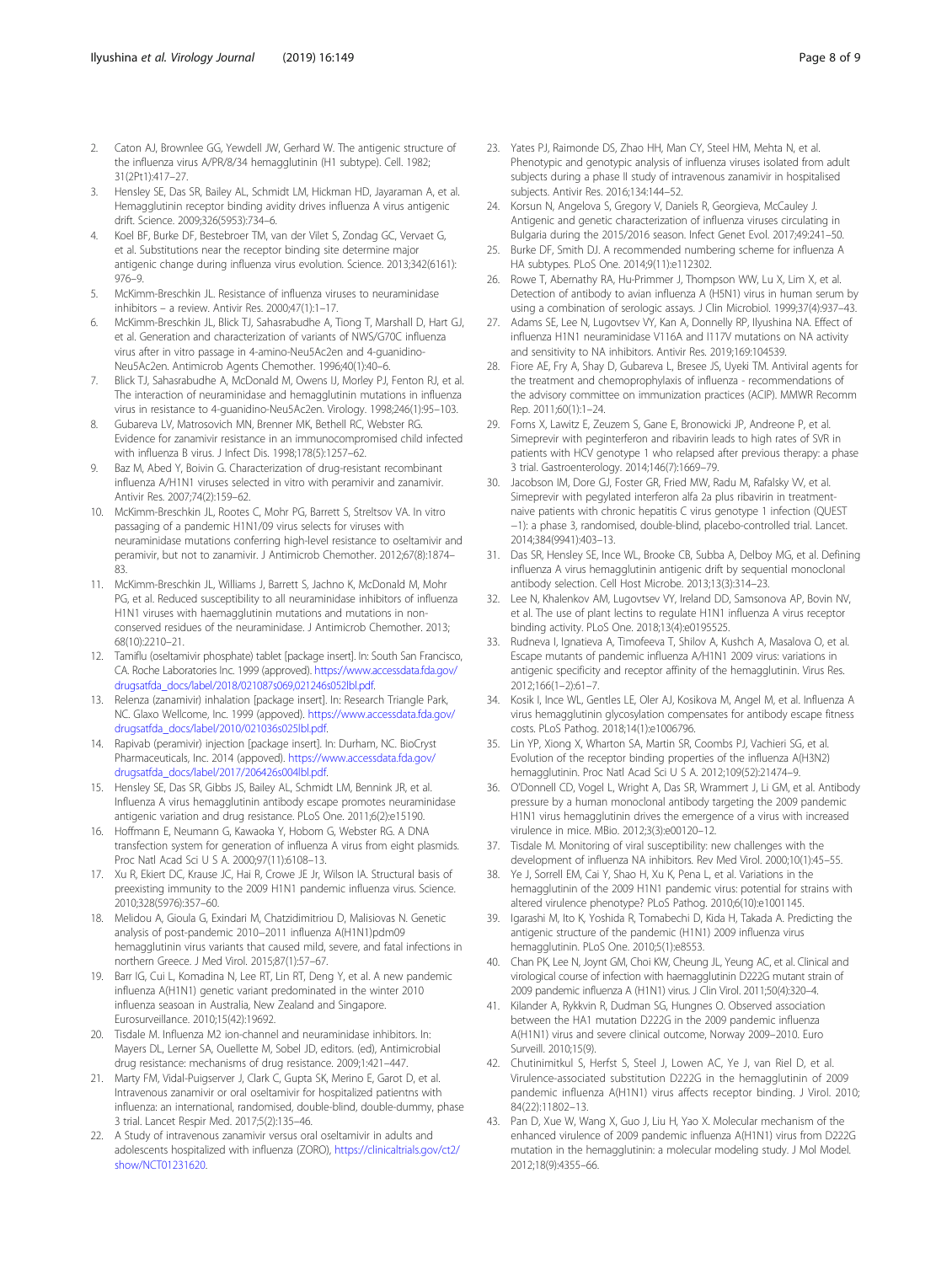2. Caton AJ, Brownlee GG, Yewdell JW, Gerhard W. The antigenic structure of the influenza virus A/PR/8/34 hemagglutinin (H1 subtype). Cell. 1982; 31(2Pt1):417–27.
3. Hensley SE, Das SR, Bailey AL, Schmidt LM, Hickman HD, Jayaraman A, et al. Hemagglutinin receptor binding avidity drives influenza A virus antigenic drift. Science. 2009;326(5953):734–6.
4. Koel BF, Burke DF, Bestebroer TM, van der Vilet S, Zondag GC, Vervaet G, et al. Substitutions near the receptor binding site determine major antigenic change during influenza virus evolution. Science. 2013;342(6161): 976–9.
5. McKimm-Breschkin JL. Resistance of influenza viruses to neuraminidase inhibitors – a review. Antivir Res. 2000;47(1):1–17.
6. McKimm-Breschkin JL, Blick TJ, Sahasrabudhe A, Tiong T, Marshall D, Hart GJ, et al. Generation and characterization of variants of NWS/G70C influenza virus after in vitro passage in 4-amino-Neu5Ac2en and 4-guanidino-Neu5Ac2en. Antimicrob Agents Chemother. 1996;40(1):40–6.
7. Blick TJ, Sahasrabudhe A, McDonald M, Owens IJ, Morley PJ, Fenton RJ, et al. The interaction of neuraminidase and hemagglutinin mutations in influenza virus in resistance to 4-guanidino-Neu5Ac2en. Virology. 1998;246(1):95–103.
8. Gubareva LV, Matrosovich MN, Brenner MK, Bethell RC, Webster RG. Evidence for zanamivir resistance in an immunocompromised child infected with influenza B virus. J Infect Dis. 1998;178(5):1257–62.
9. Baz M, Abed Y, Boivin G. Characterization of drug-resistant recombinant influenza A/H1N1 viruses selected in vitro with peramivir and zanamivir. Antivir Res. 2007;74(2):159–62.
10. McKimm-Breschkin JL, Rootes C, Mohr PG, Barrett S, Streltsov VA. In vitro passaging of a pandemic H1N1/09 virus selects for viruses with neuraminidase mutations conferring high-level resistance to oseltamivir and peramivir, but not to zanamivir. J Antimicrob Chemother. 2012;67(8):1874–83.
11. McKimm-Breschkin JL, Williams J, Barrett S, Jachno K, McDonald M, Mohr PG, et al. Reduced susceptibility to all neuraminidase inhibitors of influenza H1N1 viruses with haemagglutinin mutations and mutations in non-conserved residues of the neuraminidase. J Antimicrob Chemother. 2013; 68(10):2210–21.
12. Tamiflu (oseltamivir phosphate) tablet [package insert]. In: South San Francisco, CA. Roche Laboratories Inc. 1999 (approved). https://www.accessdata.fda.gov/drugsatfda_docs/label/2018/021087s069,021246s052lbl.pdf.
13. Relenza (zanamivir) inhalation [package insert]. In: Research Triangle Park, NC. Glaxo Wellcome, Inc. 1999 (appoved). https://www.accessdata.fda.gov/drugsatfda_docs/label/2010/021036s025lbl.pdf.
14. Rapivab (peramivir) injection [package insert]. In: Durham, NC. BioCryst Pharmaceuticals, Inc. 2014 (appoved). https://www.accessdata.fda.gov/drugsatfda_docs/label/2017/206426s004lbl.pdf.
15. Hensley SE, Das SR, Gibbs JS, Bailey AL, Schmidt LM, Bennink JR, et al. Influenza A virus hemagglutinin antibody escape promotes neuraminidase antigenic variation and drug resistance. PLoS One. 2011;6(2):e15190.
16. Hoffmann E, Neumann G, Kawaoka Y, Hobom G, Webster RG. A DNA transfection system for generation of influenza A virus from eight plasmids. Proc Natl Acad Sci U S A. 2000;97(11):6108–13.
17. Xu R, Ekiert DC, Krause JC, Hai R, Crowe JE Jr, Wilson IA. Structural basis of preexisting immunity to the 2009 H1N1 pandemic influenza virus. Science. 2010;328(5976):357–60.
18. Melidou A, Gioula G, Exindari M, Chatzidimitriou D, Malisiovas N. Genetic analysis of post-pandemic 2010–2011 influenza A(H1N1)pdm09 hemagglutinin virus variants that caused mild, severe, and fatal infections in northern Greece. J Med Virol. 2015;87(1):57–67.
19. Barr IG, Cui L, Komadina N, Lee RT, Lin RT, Deng Y, et al. A new pandemic influenza A(H1N1) genetic variant predominated in the winter 2010 influenza seasoan in Australia, New Zealand and Singapore. Eurosurveillance. 2010;15(42):19692.
20. Tisdale M. Influenza M2 ion-channel and neuraminidase inhibitors. In: Mayers DL, Lerner SA, Ouellette M, Sobel JD, editors. (ed), Antimicrobial drug resistance: mechanisms of drug resistance. 2009;1:421–447.
21. Marty FM, Vidal-Puigserver J, Clark C, Gupta SK, Merino E, Garot D, et al. Intravenous zanamivir or oral oseltamivir for hospitalized patientns with influenza: an international, randomised, double-blind, double-dummy, phase 3 trial. Lancet Respir Med. 2017;5(2):135–46.
22. A Study of intravenous zanamivir versus oral oseltamivir in adults and adolescents hospitalized with influenza (ZORO), https://clinicaltrials.gov/ct2/show/NCT01231620.
23. Yates PJ, Raimonde DS, Zhao HH, Man CY, Steel HM, Mehta N, et al. Phenotypic and genotypic analysis of influenza viruses isolated from adult subjects during a phase II study of intravenous zanamivir in hospitalised subjects. Antivir Res. 2016;134:144–52.
24. Korsun N, Angelova S, Gregory V, Daniels R, Georgieva, McCauley J. Antigenic and genetic characterization of influenza viruses circulating in Bulgaria during the 2015/2016 season. Infect Genet Evol. 2017;49:241–50.
25. Burke DF, Smith DJ. A recommended numbering scheme for influenza A HA subtypes. PLoS One. 2014;9(11):e112302.
26. Rowe T, Abernathy RA, Hu-Primmer J, Thompson WW, Lu X, Lim X, et al. Detection of antibody to avian influenza A (H5N1) virus in human serum by using a combination of serologic assays. J Clin Microbiol. 1999;37(4):937–43.
27. Adams SE, Lee N, Lugovtsev VY, Kan A, Donnelly RP, Ilyushina NA. Effect of influenza H1N1 neuraminidase V116A and I117V mutations on NA activity and sensitivity to NA inhibitors. Antivir Res. 2019;169:104539.
28. Fiore AE, Fry A, Shay D, Gubareva L, Bresee JS, Uyeki TM. Antiviral agents for the treatment and chemoprophylaxis of influenza - recommendations of the advisory committee on immunization practices (ACIP). MMWR Recomm Rep. 2011;60(1):1–24.
29. Forns X, Lawitz E, Zeuzem S, Gane E, Bronowicki JP, Andreone P, et al. Simeprevir with peginterferon and ribavirin leads to high rates of SVR in patients with HCV genotype 1 who relapsed after previous therapy: a phase 3 trial. Gastroenterology. 2014;146(7):1669–79.
30. Jacobson IM, Dore GJ, Foster GR, Fried MW, Radu M, Rafalsky VV, et al. Simeprevir with pegylated interferon alfa 2a plus ribavirin in treatment-naive patients with chronic hepatitis C virus genotype 1 infection (QUEST −1): a phase 3, randomised, double-blind, placebo-controlled trial. Lancet. 2014;384(9941):403–13.
31. Das SR, Hensley SE, Ince WL, Brooke CB, Subba A, Delboy MG, et al. Defining influenza A virus hemagglutinin antigenic drift by sequential monoclonal antibody selection. Cell Host Microbe. 2013;13(3):314–23.
32. Lee N, Khalenkov AM, Lugovtsev VY, Ireland DD, Samsonova AP, Bovin NV, et al. The use of plant lectins to regulate H1N1 influenza A virus receptor binding activity. PLoS One. 2018;13(4):e0195525.
33. Rudneva I, Ignatieva A, Timofeeva T, Shilov A, Kushch A, Masalova O, et al. Escape mutants of pandemic influenza A/H1N1 2009 virus: variations in antigenic specificity and receptor affinity of the hemagglutinin. Virus Res. 2012;166(1–2):61–7.
34. Kosik I, Ince WL, Gentles LE, Oler AJ, Kosikova M, Angel M, et al. Influenza A virus hemagglutinin glycosylation compensates for antibody escape fitness costs. PLoS Pathog. 2018;14(1):e1006796.
35. Lin YP, Xiong X, Wharton SA, Martin SR, Coombs PJ, Vachieri SG, et al. Evolution of the receptor binding properties of the influenza A(H3N2) hemagglutinin. Proc Natl Acad Sci U S A. 2012;109(52):21474–9.
36. O'Donnell CD, Vogel L, Wright A, Das SR, Wrammert J, Li GM, et al. Antibody pressure by a human monoclonal antibody targeting the 2009 pandemic H1N1 virus hemagglutinin drives the emergence of a virus with increased virulence in mice. MBio. 2012;3(3):e00120–12.
37. Tisdale M. Monitoring of viral susceptibility: new challenges with the development of influenza NA inhibitors. Rev Med Virol. 2000;10(1):45–55.
38. Ye J, Sorrell EM, Cai Y, Shao H, Xu K, Pena L, et al. Variations in the hemagglutinin of the 2009 H1N1 pandemic virus: potential for strains with altered virulence phenotype? PLoS Pathog. 2010;6(10):e1001145.
39. Igarashi M, Ito K, Yoshida R, Tomabechi D, Kida H, Takada A. Predicting the antigenic structure of the pandemic (H1N1) 2009 influenza virus hemagglutinin. PLoS One. 2010;5(1):e8553.
40. Chan PK, Lee N, Joynt GM, Choi KW, Cheung JL, Yeung AC, et al. Clinical and virological course of infection with haemagglutinin D222G mutant strain of 2009 pandemic influenza A (H1N1) virus. J Clin Virol. 2011;50(4):320–4.
41. Kilander A, Rykkvin R, Dudman SG, Hungnes O. Observed association between the HA1 mutation D222G in the 2009 pandemic influenza A(H1N1) virus and severe clinical outcome, Norway 2009–2010. Euro Surveill. 2010;15(9).
42. Chutinimitkul S, Herfst S, Steel J, Lowen AC, Ye J, van Riel D, et al. Virulence-associated substitution D222G in the hemagglutinin of 2009 pandemic influenza A(H1N1) virus affects receptor binding. J Virol. 2010; 84(22):11802–13.
43. Pan D, Xue W, Wang X, Guo J, Liu H, Yao X. Molecular mechanism of the enhanced virulence of 2009 pandemic influenza A(H1N1) virus from D222G mutation in the hemagglutinin: a molecular modeling study. J Mol Model. 2012;18(9):4355–66.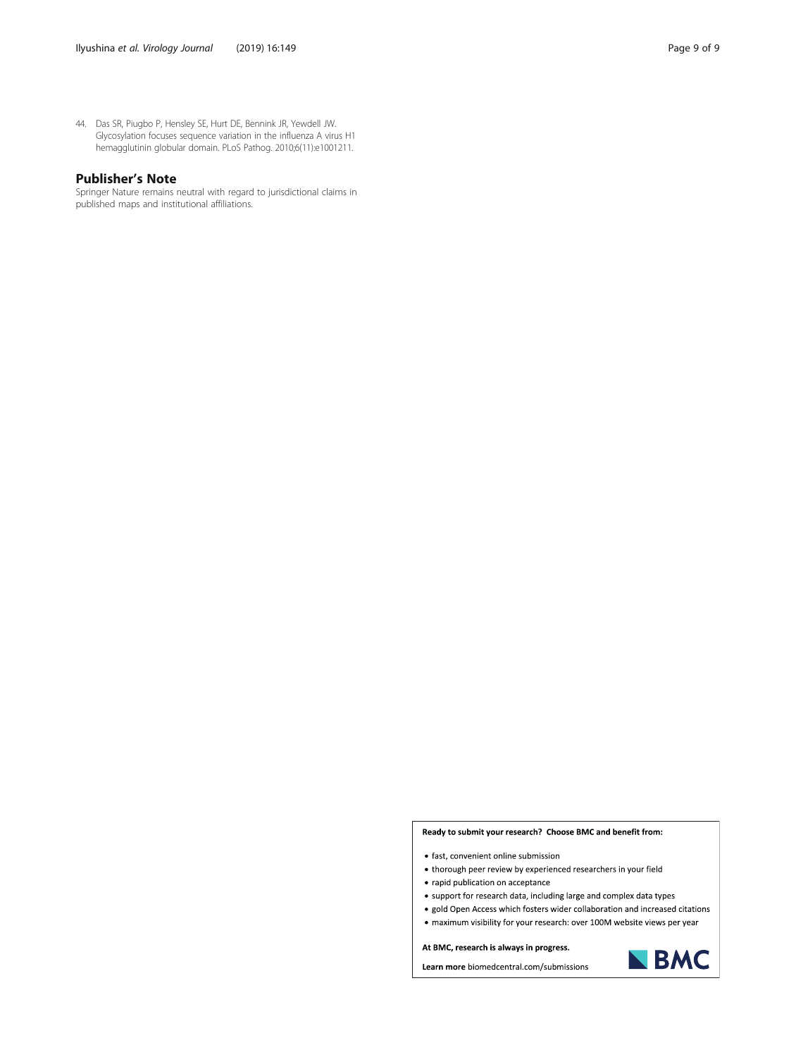44. Das SR, Piugbo P, Hensley SE, Hurt DE, Bennink JR, Yewdell JW. Glycosylation focuses sequence variation in the influenza A virus H1 hemagglutinin globular domain. PLoS Pathog. 2010;6(11):e1001211.

## Publisher's Note

Springer Nature remains neutral with regard to jurisdictional claims in published maps and institutional affiliations.

**Ready to submit your research? Choose BMC and benefit from:**

- fast, convenient online submission
- thorough peer review by experienced researchers in your field
- rapid publication on acceptance
- support for research data, including large and complex data types
- gold Open Access which fosters wider collaboration and increased citations
- maximum visibility for your research: over 100M website views per year

**At BMC, research is always in progress.**

**Learn more** biomedcentral.com/submissions

BMC